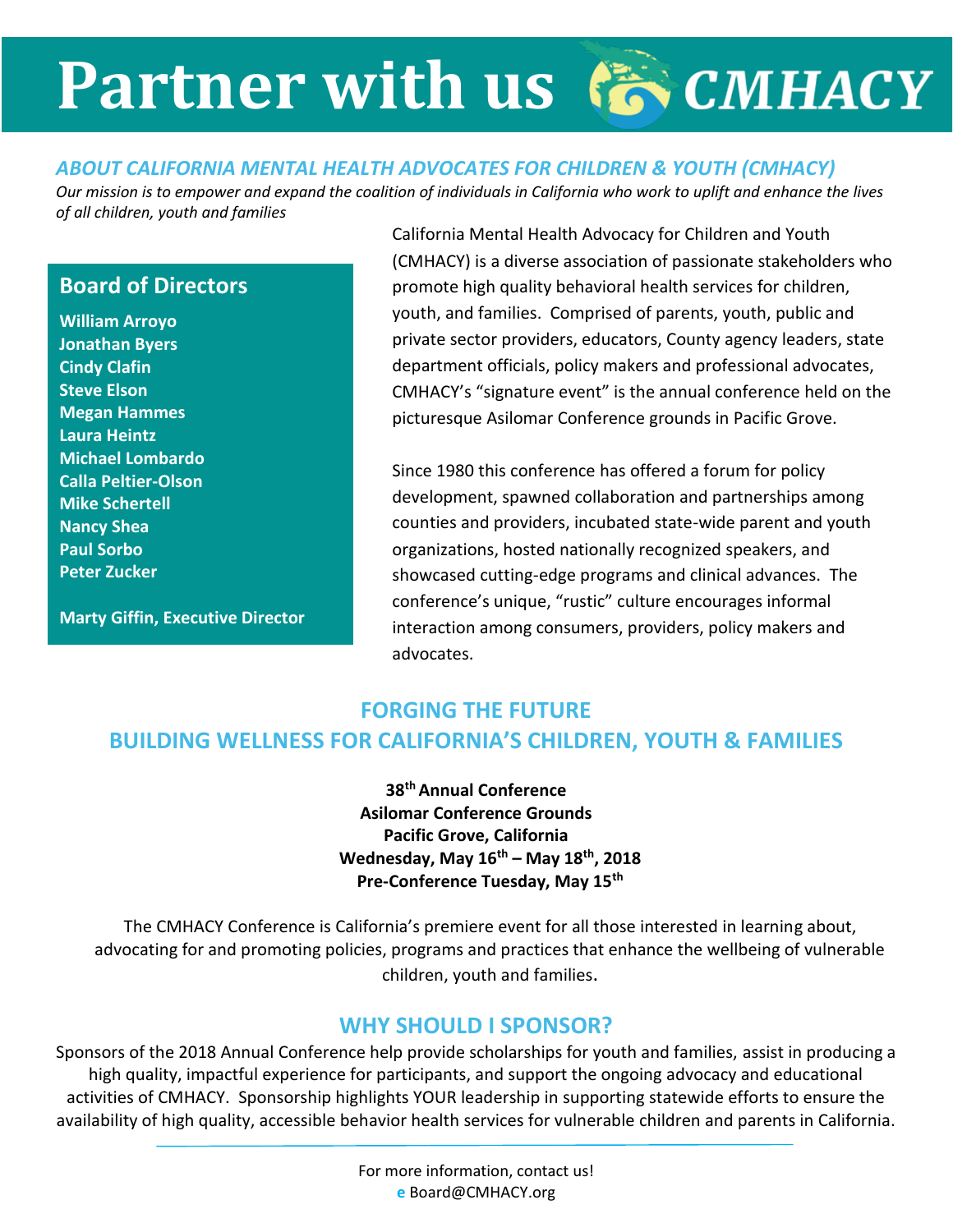# Partner with us CMHACY

## *ABOUT CALIFORNIA MENTAL HEALTH ADVOCATES FOR CHILDREN & YOUTH (CMHACY)*

*Our mission is to empower and expand the coalition of individuals in California who work to uplift and enhance the lives of all children, youth and families*

### Board of Directors

**William Arroyo**
**Jonathan Byers**
**Cindy Clafin**
**Steve Elson**
**Megan Hammes**
**Laura Heintz**
**Michael Lombardo**
**Calla Peltier-Olson**
**Mike Schertell**
**Nancy Shea**
**Paul Sorbo**
**Peter Zucker**

**Marty Giffin, Executive Director**

California Mental Health Advocacy for Children and Youth (CMHACY) is a diverse association of passionate stakeholders who promote high quality behavioral health services for children, youth, and families. Comprised of parents, youth, public and private sector providers, educators, County agency leaders, state department officials, policy makers and professional advocates, CMHACY's "signature event" is the annual conference held on the picturesque Asilomar Conference grounds in Pacific Grove.

Since 1980 this conference has offered a forum for policy development, spawned collaboration and partnerships among counties and providers, incubated state-wide parent and youth organizations, hosted nationally recognized speakers, and showcased cutting-edge programs and clinical advances. The conference's unique, "rustic" culture encourages informal interaction among consumers, providers, policy makers and advocates.

## FORGING THE FUTURE
## BUILDING WELLNESS FOR CALIFORNIA'S CHILDREN, YOUTH & FAMILIES

**38th Annual Conference**
**Asilomar Conference Grounds**
**Pacific Grove, California**
**Wednesday, May 16th – May 18th, 2018**
**Pre-Conference Tuesday, May 15th**

The CMHACY Conference is California's premiere event for all those interested in learning about, advocating for and promoting policies, programs and practices that enhance the wellbeing of vulnerable children, youth and families.

## WHY SHOULD I SPONSOR?

Sponsors of the 2018 Annual Conference help provide scholarships for youth and families, assist in producing a high quality, impactful experience for participants, and support the ongoing advocacy and educational activities of CMHACY. Sponsorship highlights YOUR leadership in supporting statewide efforts to ensure the availability of high quality, accessible behavior health services for vulnerable children and parents in California.

---

For more information, contact us!
**e** Board@CMHACY.org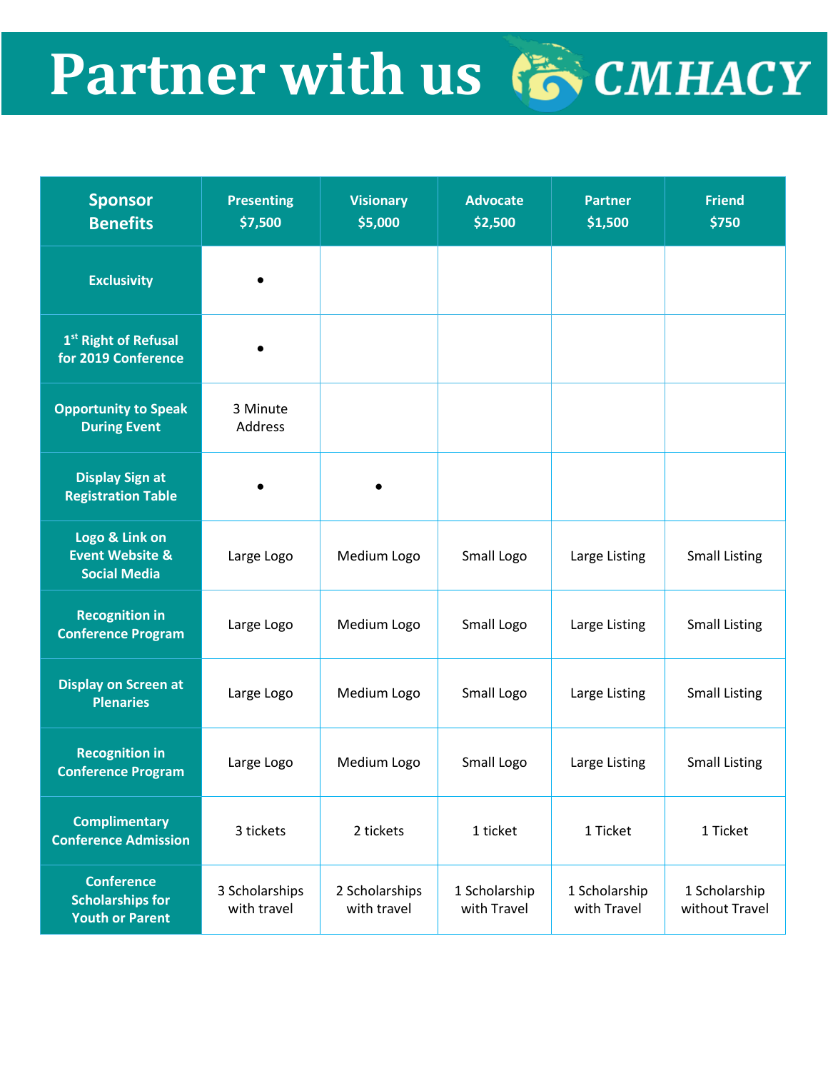# Partner with us CMHACY

| Sponsor Benefits | Presenting $7,500 | Visionary $5,000 | Advocate $2,500 | Partner $1,500 | Friend $750 |
|---|---|---|---|---|---|
| Exclusivity | • | | | | |
| 1st Right of Refusal for 2019 Conference | • | | | | |
| Opportunity to Speak During Event | 3 Minute Address | | | | |
| Display Sign at Registration Table | • | • | | | |
| Logo & Link on Event Website & Social Media | Large Logo | Medium Logo | Small Logo | Large Listing | Small Listing |
| Recognition in Conference Program | Large Logo | Medium Logo | Small Logo | Large Listing | Small Listing |
| Display on Screen at Plenaries | Large Logo | Medium Logo | Small Logo | Large Listing | Small Listing |
| Recognition in Conference Program | Large Logo | Medium Logo | Small Logo | Large Listing | Small Listing |
| Complimentary Conference Admission | 3 tickets | 2 tickets | 1 ticket | 1 Ticket | 1 Ticket |
| Conference Scholarships for Youth or Parent | 3 Scholarships with travel | 2 Scholarships with travel | 1 Scholarship with Travel | 1 Scholarship with Travel | 1 Scholarship without Travel |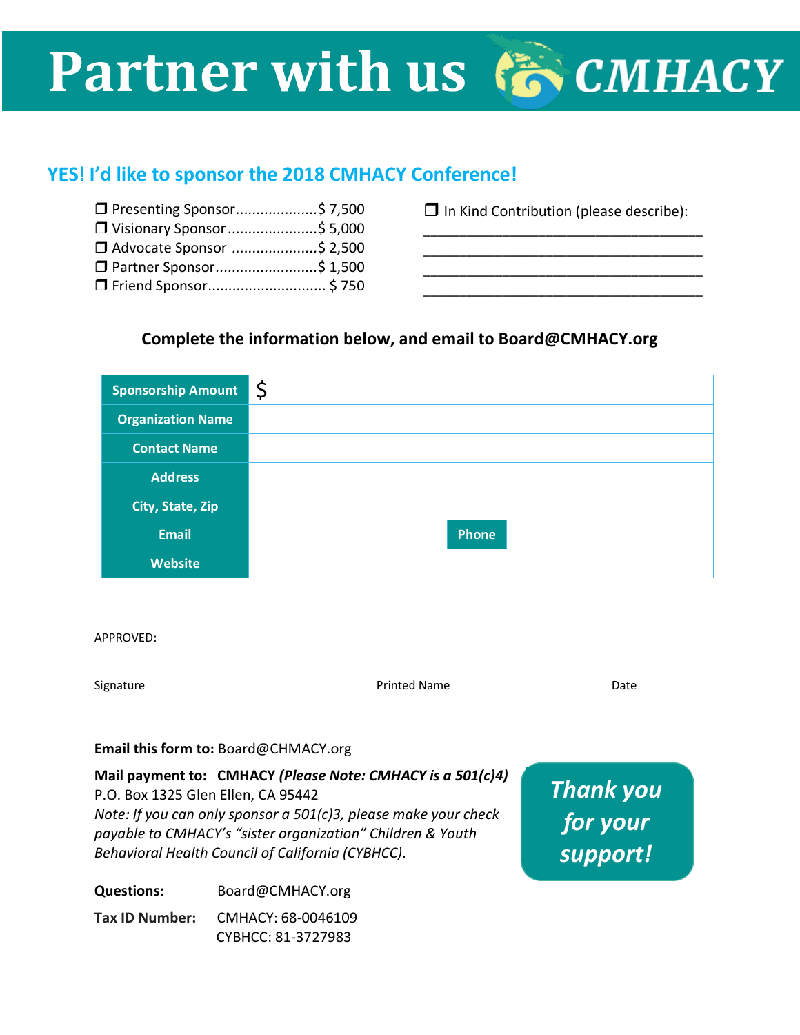# Partner with us CMHACY

## YES! I'd like to sponsor the 2018 CMHACY Conference!

- ❒ Presenting Sponsor.................... $ 7,500
- ❒ Visionary Sponsor...................... $ 5,000
- ❒ Advocate Sponsor ..................... $ 2,500
- ❒ Partner Sponsor......................... $ 1,500
- ❒ Friend Sponsor............................ $ 750

❒ In Kind Contribution (please describe):

_____________________________________

_____________________________________

_____________________________________

_____________________________________

**Complete the information below, and email to Board@CMHACY.org**

| | | | |
|---|---|---|---|
| **Sponsorship Amount** | $ | | |
| **Organization Name** | | | |
| **Contact Name** | | | |
| **Address** | | | |
| **City, State, Zip** | | | |
| **Email** | | **Phone** | |
| **Website** | | | |

APPROVED:

Signature ____________________ Printed Name ____________________ Date ____________

**Email this form to:** Board@CHMACY.org

**Mail payment to: CMHACY** ***(Please Note: CMHACY is a 501(c)4)***
P.O. Box 1325 Glen Ellen, CA 95442
*Note: If you can only sponsor a 501(c)3, please make your check payable to CMHACY's "sister organization" Children & Youth Behavioral Health Council of California (CYBHCC).*

**Questions:** Board@CMHACY.org

**Tax ID Number:** CMHACY: 68-0046109
CYBHCC: 81-3727983

***Thank you for your support!***